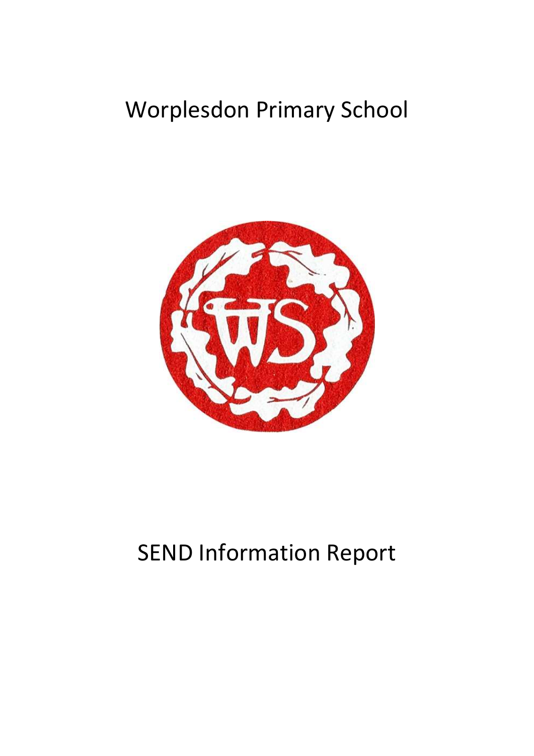# Worplesdon Primary School

# SEND Information Report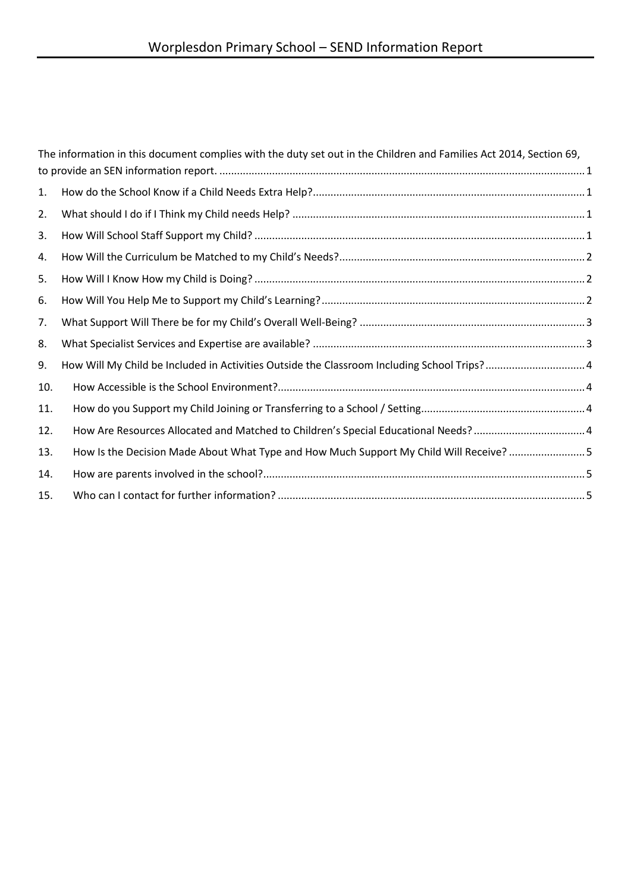The information in this document complies with the duty set out in the Children and Families Act 2014, Section 69, to provide an SEN information report. ............................................................................................................................ 1

1. How do the School Know if a Child Needs Extra Help? ........................................................................................... 1
2. What should I do if I Think my Child needs Help? .................................................................................................. 1
3. How Will School Staff Support my Child? ............................................................................................................... 1
4. How Will the Curriculum be Matched to my Child's Needs? .................................................................................. 2
5. How Will I Know How my Child is Doing? ............................................................................................................... 2
6. How Will You Help Me to Support my Child's Learning? ......................................................................................... 2
7. What Support Will There be for my Child's Overall Well-Being? ............................................................................ 3
8. What Specialist Services and Expertise are available? ............................................................................................ 3
9. How Will My Child be Included in Activities Outside the Classroom Including School Trips? ................................. 4
10. How Accessible is the School Environment? ........................................................................................................ 4
11. How do you Support my Child Joining or Transferring to a School / Setting ....................................................... 4
12. How Are Resources Allocated and Matched to Children's Special Educational Needs? ...................................... 4
13. How Is the Decision Made About What Type and How Much Support My Child Will Receive? .......................... 5
14. How are parents involved in the school? ............................................................................................................ 5
15. Who can I contact for further information? ........................................................................................................ 5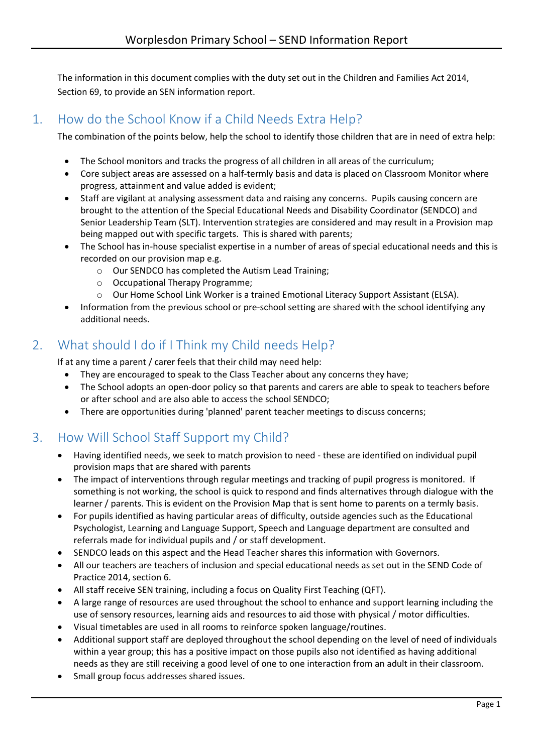The information in this document complies with the duty set out in the Children and Families Act 2014, Section 69, to provide an SEN information report.

## 1. How do the School Know if a Child Needs Extra Help?

The combination of the points below, help the school to identify those children that are in need of extra help:

- The School monitors and tracks the progress of all children in all areas of the curriculum;
- Core subject areas are assessed on a half-termly basis and data is placed on Classroom Monitor where progress, attainment and value added is evident;
- Staff are vigilant at analysing assessment data and raising any concerns. Pupils causing concern are brought to the attention of the Special Educational Needs and Disability Coordinator (SENDCO) and Senior Leadership Team (SLT). Intervention strategies are considered and may result in a Provision map being mapped out with specific targets. This is shared with parents;
- The School has in-house specialist expertise in a number of areas of special educational needs and this is recorded on our provision map e.g.
  - Our SENDCO has completed the Autism Lead Training;
  - Occupational Therapy Programme;
  - Our Home School Link Worker is a trained Emotional Literacy Support Assistant (ELSA).
- Information from the previous school or pre-school setting are shared with the school identifying any additional needs.

## 2. What should I do if I Think my Child needs Help?

If at any time a parent / carer feels that their child may need help:

- They are encouraged to speak to the Class Teacher about any concerns they have;
- The School adopts an open-door policy so that parents and carers are able to speak to teachers before or after school and are also able to access the school SENDCO;
- There are opportunities during 'planned' parent teacher meetings to discuss concerns;

## 3. How Will School Staff Support my Child?

- Having identified needs, we seek to match provision to need - these are identified on individual pupil provision maps that are shared with parents
- The impact of interventions through regular meetings and tracking of pupil progress is monitored. If something is not working, the school is quick to respond and finds alternatives through dialogue with the learner / parents. This is evident on the Provision Map that is sent home to parents on a termly basis.
- For pupils identified as having particular areas of difficulty, outside agencies such as the Educational Psychologist, Learning and Language Support, Speech and Language department are consulted and referrals made for individual pupils and / or staff development.
- SENDCO leads on this aspect and the Head Teacher shares this information with Governors.
- All our teachers are teachers of inclusion and special educational needs as set out in the SEND Code of Practice 2014, section 6.
- All staff receive SEN training, including a focus on Quality First Teaching (QFT).
- A large range of resources are used throughout the school to enhance and support learning including the use of sensory resources, learning aids and resources to aid those with physical / motor difficulties.
- Visual timetables are used in all rooms to reinforce spoken language/routines.
- Additional support staff are deployed throughout the school depending on the level of need of individuals within a year group; this has a positive impact on those pupils also not identified as having additional needs as they are still receiving a good level of one to one interaction from an adult in their classroom.
- Small group focus addresses shared issues.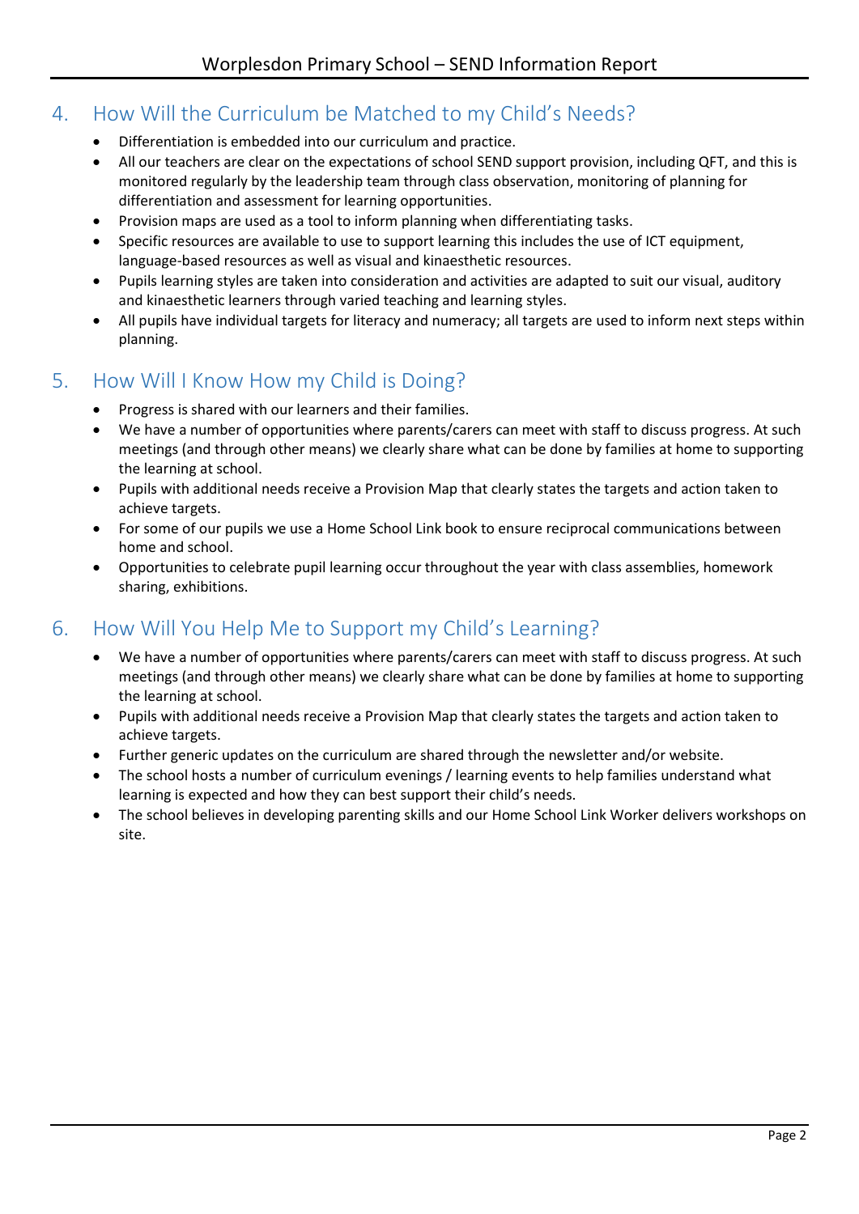## 4. How Will the Curriculum be Matched to my Child's Needs?

- Differentiation is embedded into our curriculum and practice.
- All our teachers are clear on the expectations of school SEND support provision, including QFT, and this is monitored regularly by the leadership team through class observation, monitoring of planning for differentiation and assessment for learning opportunities.
- Provision maps are used as a tool to inform planning when differentiating tasks.
- Specific resources are available to use to support learning this includes the use of ICT equipment, language-based resources as well as visual and kinaesthetic resources.
- Pupils learning styles are taken into consideration and activities are adapted to suit our visual, auditory and kinaesthetic learners through varied teaching and learning styles.
- All pupils have individual targets for literacy and numeracy; all targets are used to inform next steps within planning.

## 5. How Will I Know How my Child is Doing?

- Progress is shared with our learners and their families.
- We have a number of opportunities where parents/carers can meet with staff to discuss progress. At such meetings (and through other means) we clearly share what can be done by families at home to supporting the learning at school.
- Pupils with additional needs receive a Provision Map that clearly states the targets and action taken to achieve targets.
- For some of our pupils we use a Home School Link book to ensure reciprocal communications between home and school.
- Opportunities to celebrate pupil learning occur throughout the year with class assemblies, homework sharing, exhibitions.

## 6. How Will You Help Me to Support my Child's Learning?

- We have a number of opportunities where parents/carers can meet with staff to discuss progress. At such meetings (and through other means) we clearly share what can be done by families at home to supporting the learning at school.
- Pupils with additional needs receive a Provision Map that clearly states the targets and action taken to achieve targets.
- Further generic updates on the curriculum are shared through the newsletter and/or website.
- The school hosts a number of curriculum evenings / learning events to help families understand what learning is expected and how they can best support their child's needs.
- The school believes in developing parenting skills and our Home School Link Worker delivers workshops on site.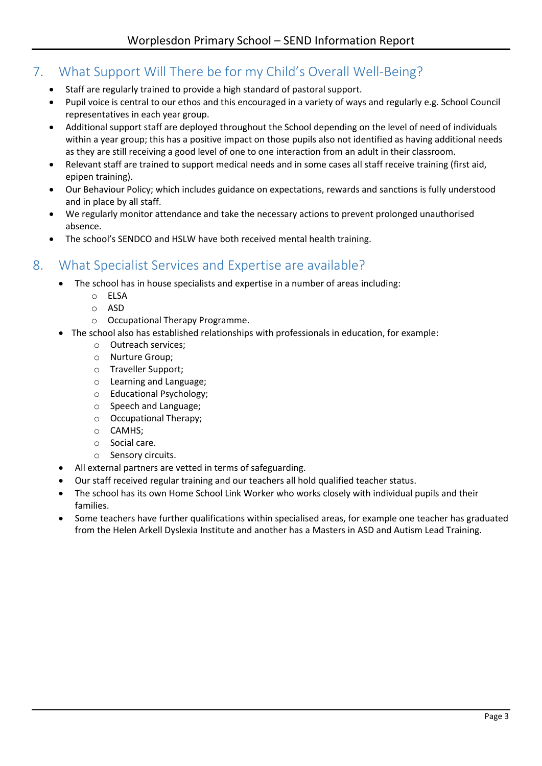## 7. What Support Will There be for my Child's Overall Well-Being?

- Staff are regularly trained to provide a high standard of pastoral support.
- Pupil voice is central to our ethos and this encouraged in a variety of ways and regularly e.g. School Council representatives in each year group.
- Additional support staff are deployed throughout the School depending on the level of need of individuals within a year group; this has a positive impact on those pupils also not identified as having additional needs as they are still receiving a good level of one to one interaction from an adult in their classroom.
- Relevant staff are trained to support medical needs and in some cases all staff receive training (first aid, epipen training).
- Our Behaviour Policy; which includes guidance on expectations, rewards and sanctions is fully understood and in place by all staff.
- We regularly monitor attendance and take the necessary actions to prevent prolonged unauthorised absence.
- The school's SENDCO and HSLW have both received mental health training.

## 8. What Specialist Services and Expertise are available?

- The school has in house specialists and expertise in a number of areas including:
  - ELSA
  - ASD
  - Occupational Therapy Programme.
- The school also has established relationships with professionals in education, for example:
  - Outreach services;
  - Nurture Group;
  - Traveller Support;
  - Learning and Language;
  - Educational Psychology;
  - Speech and Language;
  - Occupational Therapy;
  - CAMHS;
  - Social care.
  - Sensory circuits.
- All external partners are vetted in terms of safeguarding.
- Our staff received regular training and our teachers all hold qualified teacher status.
- The school has its own Home School Link Worker who works closely with individual pupils and their families.
- Some teachers have further qualifications within specialised areas, for example one teacher has graduated from the Helen Arkell Dyslexia Institute and another has a Masters in ASD and Autism Lead Training.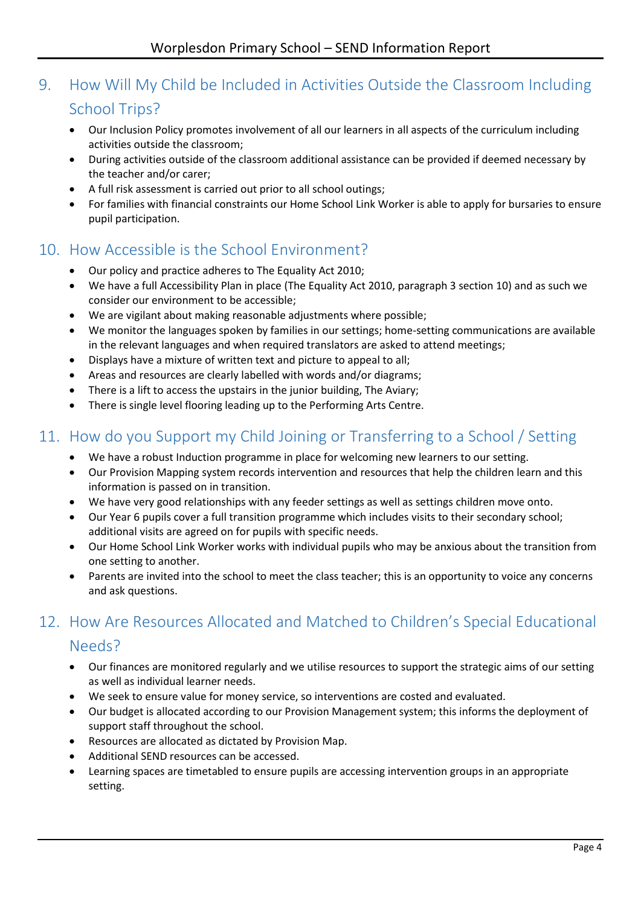## 9. How Will My Child be Included in Activities Outside the Classroom Including School Trips?

- Our Inclusion Policy promotes involvement of all our learners in all aspects of the curriculum including activities outside the classroom;
- During activities outside of the classroom additional assistance can be provided if deemed necessary by the teacher and/or carer;
- A full risk assessment is carried out prior to all school outings;
- For families with financial constraints our Home School Link Worker is able to apply for bursaries to ensure pupil participation.

## 10. How Accessible is the School Environment?

- Our policy and practice adheres to The Equality Act 2010;
- We have a full Accessibility Plan in place (The Equality Act 2010, paragraph 3 section 10) and as such we consider our environment to be accessible;
- We are vigilant about making reasonable adjustments where possible;
- We monitor the languages spoken by families in our settings; home-setting communications are available in the relevant languages and when required translators are asked to attend meetings;
- Displays have a mixture of written text and picture to appeal to all;
- Areas and resources are clearly labelled with words and/or diagrams;
- There is a lift to access the upstairs in the junior building, The Aviary;
- There is single level flooring leading up to the Performing Arts Centre.

## 11. How do you Support my Child Joining or Transferring to a School / Setting

- We have a robust Induction programme in place for welcoming new learners to our setting.
- Our Provision Mapping system records intervention and resources that help the children learn and this information is passed on in transition.
- We have very good relationships with any feeder settings as well as settings children move onto.
- Our Year 6 pupils cover a full transition programme which includes visits to their secondary school; additional visits are agreed on for pupils with specific needs.
- Our Home School Link Worker works with individual pupils who may be anxious about the transition from one setting to another.
- Parents are invited into the school to meet the class teacher; this is an opportunity to voice any concerns and ask questions.

## 12. How Are Resources Allocated and Matched to Children's Special Educational Needs?

- Our finances are monitored regularly and we utilise resources to support the strategic aims of our setting as well as individual learner needs.
- We seek to ensure value for money service, so interventions are costed and evaluated.
- Our budget is allocated according to our Provision Management system; this informs the deployment of support staff throughout the school.
- Resources are allocated as dictated by Provision Map.
- Additional SEND resources can be accessed.
- Learning spaces are timetabled to ensure pupils are accessing intervention groups in an appropriate setting.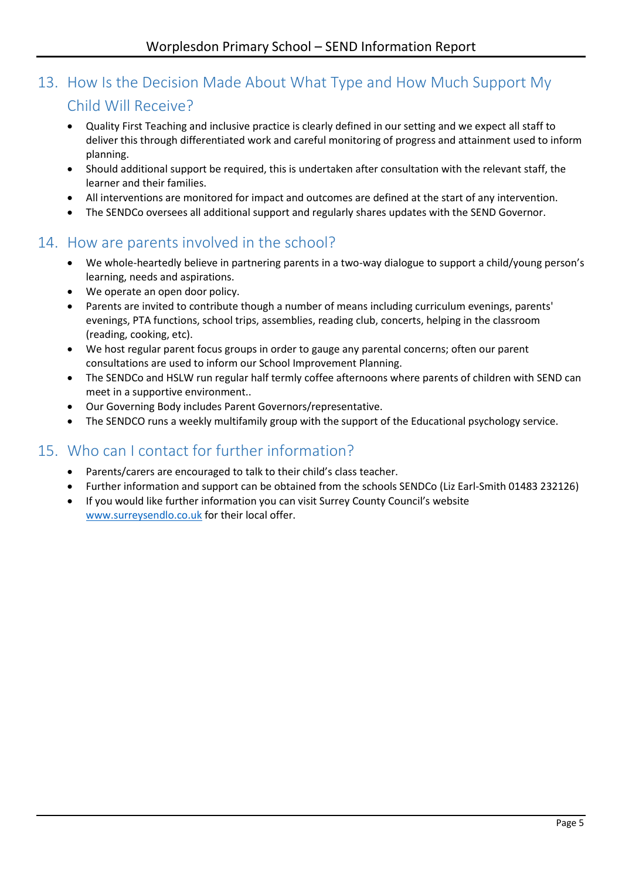## 13. How Is the Decision Made About What Type and How Much Support My Child Will Receive?

- Quality First Teaching and inclusive practice is clearly defined in our setting and we expect all staff to deliver this through differentiated work and careful monitoring of progress and attainment used to inform planning.
- Should additional support be required, this is undertaken after consultation with the relevant staff, the learner and their families.
- All interventions are monitored for impact and outcomes are defined at the start of any intervention.
- The SENDCo oversees all additional support and regularly shares updates with the SEND Governor.

## 14. How are parents involved in the school?

- We whole-heartedly believe in partnering parents in a two-way dialogue to support a child/young person's learning, needs and aspirations.
- We operate an open door policy.
- Parents are invited to contribute though a number of means including curriculum evenings, parents' evenings, PTA functions, school trips, assemblies, reading club, concerts, helping in the classroom (reading, cooking, etc).
- We host regular parent focus groups in order to gauge any parental concerns; often our parent consultations are used to inform our School Improvement Planning.
- The SENDCo and HSLW run regular half termly coffee afternoons where parents of children with SEND can meet in a supportive environment..
- Our Governing Body includes Parent Governors/representative.
- The SENDCO runs a weekly multifamily group with the support of the Educational psychology service.

## 15. Who can I contact for further information?

- Parents/carers are encouraged to talk to their child's class teacher.
- Further information and support can be obtained from the schools SENDCo (Liz Earl-Smith 01483 232126)
- If you would like further information you can visit Surrey County Council's website [www.surreysendlo.co.uk](http://www.surreysendlo.co.uk) for their local offer.